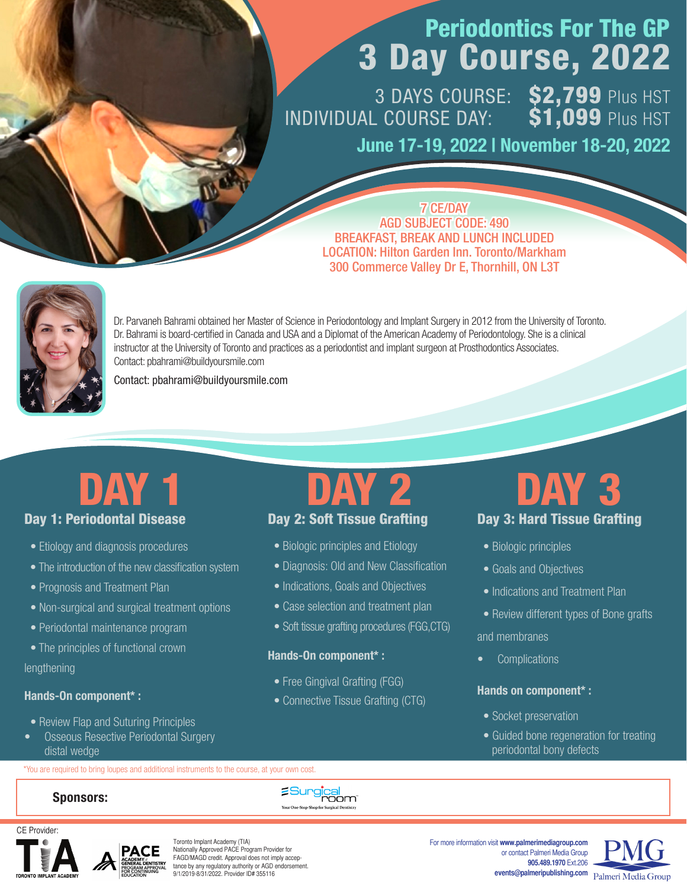# Periodontics For The GP

# 3 Day Course, 2022

3 DAYS COURSE: **$2,799** Plus HST

INDIVIDUAL COURSE DAY: **$1,099** Plus HST

**June 17-19, 2022 | November 18-20, 2022**

7 CE/DAY
AGD SUBJECT CODE: 490
BREAKFAST, BREAK AND LUNCH INCLUDED
LOCATION: Hilton Garden Inn. Toronto/Markham
300 Commerce Valley Dr E, Thornhill, ON L3T

Dr. Parvaneh Bahrami obtained her Master of Science in Periodontology and Implant Surgery in 2012 from the University of Toronto. Dr. Bahrami is board-certified in Canada and USA and a Diplomat of the American Academy of Periodontology. She is a clinical instructor at the University of Toronto and practices as a periodontist and implant surgeon at Prosthodontics Associates.
Contact: pbahrami@buildyoursmile.com

Contact: pbahrami@buildyoursmile.com

## DAY 1

### Day 1: Periodontal Disease

- Etiology and diagnosis procedures
- The introduction of the new classification system
- Prognosis and Treatment Plan
- Non-surgical and surgical treatment options
- Periodontal maintenance program
- The principles of functional crown lengthening

**Hands-On component\* :**

- Review Flap and Suturing Principles
- Osseous Resective Periodontal Surgery distal wedge

## DAY 2

### Day 2: Soft Tissue Grafting

- Biologic principles and Etiology
- Diagnosis: Old and New Classification
- Indications, Goals and Objectives
- Case selection and treatment plan
- Soft tissue grafting procedures (FGG,CTG)

**Hands-On component\* :**

- Free Gingival Grafting (FGG)
- Connective Tissue Grafting (CTG)

## DAY 3

### Day 3: Hard Tissue Grafting

- Biologic principles
- Goals and Objectives
- Indications and Treatment Plan
- Review different types of Bone grafts and membranes
- Complications

**Hands on component\* :**

- Socket preservation
- Guided bone regeneration for treating periodontal bony defects

*You are required to bring loupes and additional instruments to the course, at your own cost.

**Sponsors:** Surgical room — Your One-Stop-Shop for Surgical Dentistry

CE Provider: TIA Toronto Implant Academy | PACE Academy of General Dentistry Program Approval for Continuing Education

Toronto Implant Academy (TIA)
Nationally Approved PACE Program Provider for FAGD/MAGD credit. Approval does not imply acceptance by any regulatory authority or AGD endorsement. 9/1/2019-8/31/2022. Provider ID# 355116

For more information visit **www.palmerimediagroup.com**
or contact Palmeri Media Group
**905.489.1970** Ext.206
**events@palmeripublishing.com**

PMG Palmeri Media Group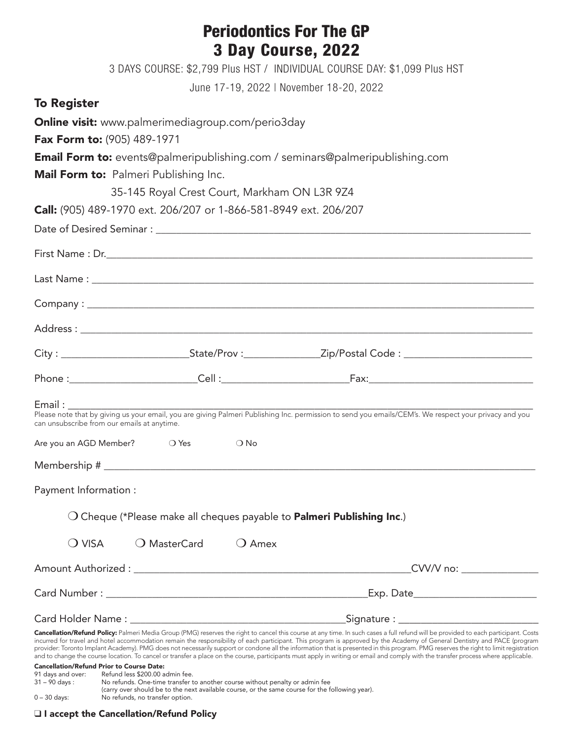# Periodontics For The GP
# 3 Day Course, 2022

3 DAYS COURSE: $2,799 Plus HST / INDIVIDUAL COURSE DAY: $1,099 Plus HST

June 17-19, 2022 | November 18-20, 2022

## To Register

**Online visit:** www.palmerimediagroup.com/perio3day

**Fax Form to:** (905) 489-1971

**Email Form to:** events@palmeripublishing.com / seminars@palmeripublishing.com

**Mail Form to:** Palmeri Publishing Inc.
35-145 Royal Crest Court, Markham ON L3R 9Z4

**Call:** (905) 489-1970 ext. 206/207 or 1-866-581-8949 ext. 206/207

Date of Desired Seminar : ______________________________

First Name : Dr.______________________________

Last Name : ______________________________

Company : ______________________________

Address : ______________________________

City : ______________ State/Prov :______________ Zip/Postal Code : ______________

Phone :______________ Cell :______________ Fax:______________

Email : ______________________________

Please note that by giving us your email, you are giving Palmeri Publishing Inc. permission to send you emails/CEM's. We respect your privacy and you can unsubscribe from our emails at anytime.

Are you an AGD Member? ❍ Yes ❍ No

Membership # ______________________________

Payment Information :

❍ Cheque (*Please make all cheques payable to **Palmeri Publishing Inc**.)

❍ VISA ❍ MasterCard ❍ Amex

Amount Authorized : ______________________________ CVV/V no: ______________

Card Number : ______________________________ Exp. Date______________

Card Holder Name : ______________________________ Signature : ______________

**Cancellation/Refund Policy:** Palmeri Media Group (PMG) reserves the right to cancel this course at any time. In such cases a full refund will be provided to each participant. Costs incurred for travel and hotel accommodation remain the responsibility of each participant. This program is approved by the Academy of General Dentistry and PACE (program provider: Toronto Implant Academy). PMG does not necessarily support or condone all the information that is presented in this program. PMG reserves the right to limit registration and to change the course location. To cancel or transfer a place on the course, participants must apply in writing or email and comply with the transfer process where applicable.

**Cancellation/Refund Prior to Course Date:**

| | |
|---|---|
| 91 days and over: | Refund less $200.00 admin fee. |
| 31 – 90 days : | No refunds. One-time transfer to another course without penalty or admin fee (carry over should be to the next available course, or the same course for the following year). |
| 0 – 30 days: | No refunds, no transfer option. |

❑ **I accept the Cancellation/Refund Policy**